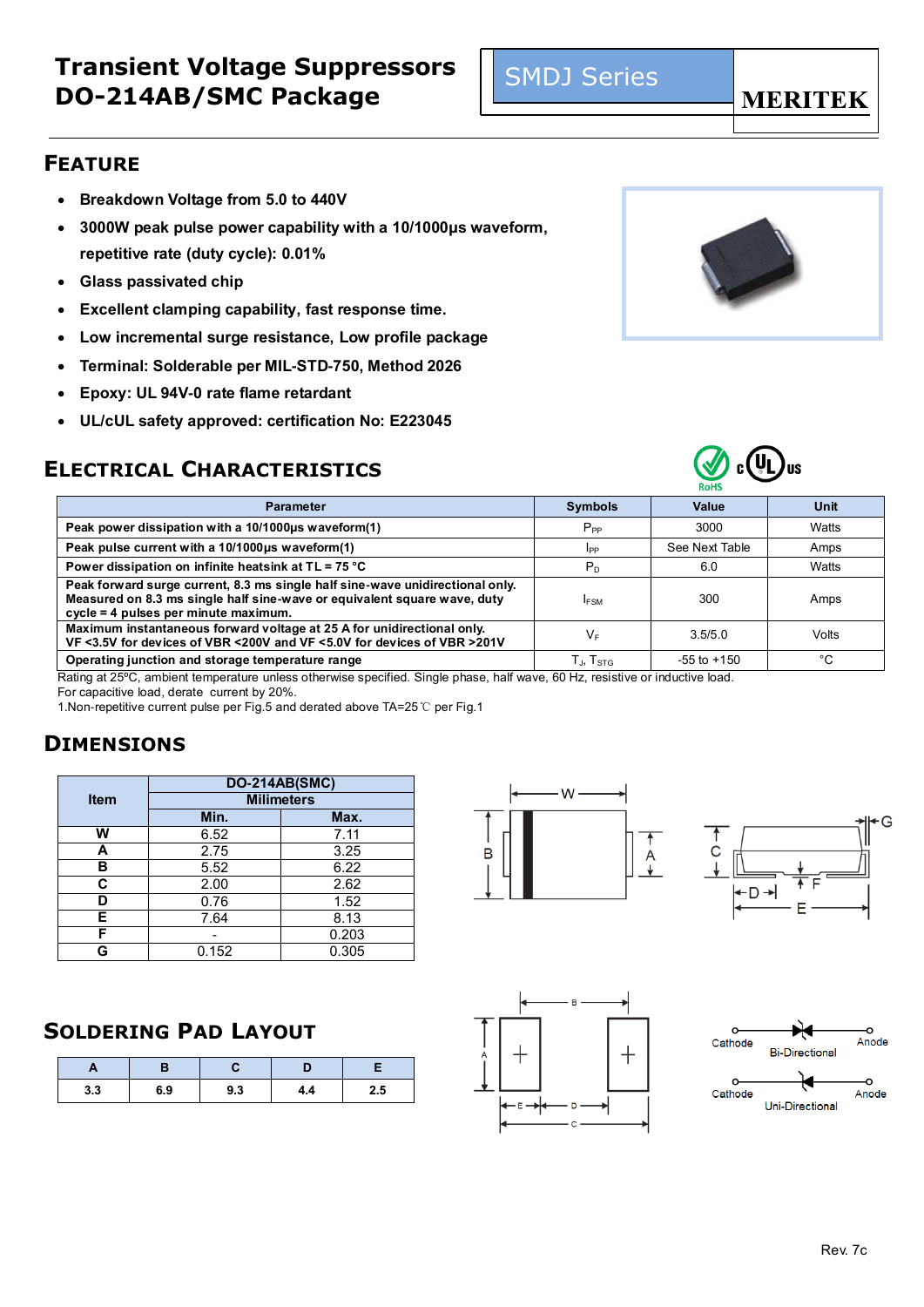# Transient Voltage Suppressors DO-214AB/SMC Package

SMDJ Series

MERITEK

## FEATURE

- Breakdown Voltage from 5.0 to 440V
- 3000W peak pulse power capability with a 10/1000μs waveform, repetitive rate (duty cycle): 0.01%
- Glass passivated chip
- Excellent clamping capability, fast response time.
- Low incremental surge resistance, Low profile package
- Terminal: Solderable per MIL-STD-750, Method 2026
- Epoxy: UL 94V-0 rate flame retardant
- UL/cUL safety approved: certification No: E223045

## ELECTRICAL CHARACTERISTICS

| Parameter | Symbols | Value | Unit |
|---|---|---|---|
| Peak power dissipation with a 10/1000μs waveform(1) | $P_{PP}$ | 3000 | Watts |
| Peak pulse current with a 10/1000μs waveform(1) | $I_{PP}$ | See Next Table | Amps |
| Power dissipation on infinite heatsink at TL = 75 °C | $P_D$ | 6.0 | Watts |
| Peak forward surge current, 8.3 ms single half sine-wave unidirectional only. Measured on 8.3 ms single half sine-wave or equivalent square wave, duty cycle = 4 pulses per minute maximum. | $I_{FSM}$ | 300 | Amps |
| Maximum instantaneous forward voltage at 25 A for unidirectional only. VF <3.5V for devices of VBR <200V and VF <5.0V for devices of VBR >201V | $V_F$ | 3.5/5.0 | Volts |
| Operating junction and storage temperature range | $T_J$, $T_{STG}$ | -55 to +150 | °C |

Rating at 25ºC, ambient temperature unless otherwise specified. Single phase, half wave, 60 Hz, resistive or inductive load.
For capacitive load, derate current by 20%.
1.Non-repetitive current pulse per Fig.5 and derated above TA=25℃ per Fig.1

## DIMENSIONS

| Item | DO-214AB(SMC) Milimeters | |
|---|---|---|
| | Min. | Max. |
| W | 6.52 | 7.11 |
| A | 2.75 | 3.25 |
| B | 5.52 | 6.22 |
| C | 2.00 | 2.62 |
| D | 0.76 | 1.52 |
| E | 7.64 | 8.13 |
| F | - | 0.203 |
| G | 0.152 | 0.305 |

## SOLDERING PAD LAYOUT

| A | B | C | D | E |
|---|---|---|---|---|
| 3.3 | 6.9 | 9.3 | 4.4 | 2.5 |

Cathode — Bi-Directional — Anode

Cathode — Uni-Directional — Anode

Rev. 7c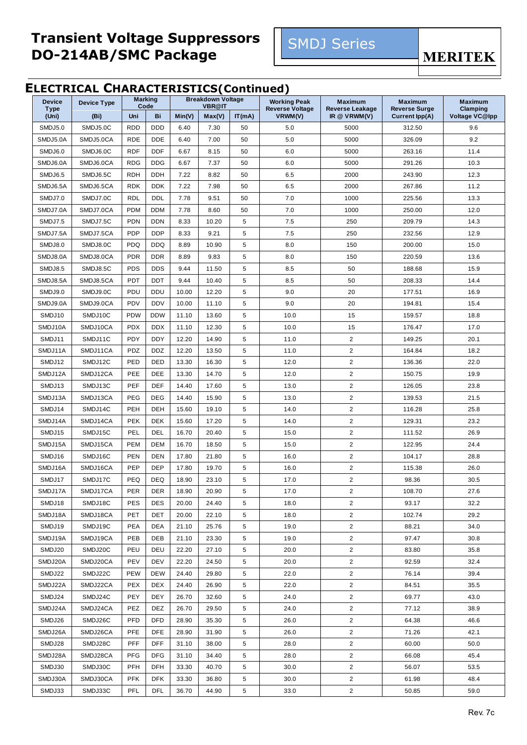# Transient Voltage Suppressors DO-214AB/SMC Package

SMDJ Series

MERITEK

## ELECTRICAL CHARACTERISTICS(Continued)

| Device Type (Uni) | Device Type (Bi) | Marking Code | | Breakdown Voltage VBR@IT | | | Working Peak Reverse Voltage VRWM(V) | Maximum Reverse Leakage IR @ VRWM(V) | Maximum Reverse Surge Current Ipp(A) | Maximum Clamping Voltage VC@Ipp |
|---|---|---|---|---|---|---|---|---|---|---|
| | | Uni | Bi | Min(V) | Max(V) | IT(mA) | | | | |
| SMDJ5.0 | SMDJ5.0C | RDD | DDD | 6.40 | 7.30 | 50 | 5.0 | 5000 | 312.50 | 9.6 |
| SMDJ5.0A | SMDJ5.0CA | RDE | DDE | 6.40 | 7.00 | 50 | 5.0 | 5000 | 326.09 | 9.2 |
| SMDJ6.0 | SMDJ6.0C | RDF | DDF | 6.67 | 8.15 | 50 | 6.0 | 5000 | 263.16 | 11.4 |
| SMDJ6.0A | SMDJ6.0CA | RDG | DDG | 6.67 | 7.37 | 50 | 6.0 | 5000 | 291.26 | 10.3 |
| SMDJ6.5 | SMDJ6.5C | RDH | DDH | 7.22 | 8.82 | 50 | 6.5 | 2000 | 243.90 | 12.3 |
| SMDJ6.5A | SMDJ6.5CA | RDK | DDK | 7.22 | 7.98 | 50 | 6.5 | 2000 | 267.86 | 11.2 |
| SMDJ7.0 | SMDJ7.0C | RDL | DDL | 7.78 | 9.51 | 50 | 7.0 | 1000 | 225.56 | 13.3 |
| SMDJ7.0A | SMDJ7.0CA | PDM | DDM | 7.78 | 8.60 | 50 | 7.0 | 1000 | 250.00 | 12.0 |
| SMDJ7.5 | SMDJ7.5C | PDN | DDN | 8.33 | 10.20 | 5 | 7.5 | 250 | 209.79 | 14.3 |
| SMDJ7.5A | SMDJ7.5CA | PDP | DDP | 8.33 | 9.21 | 5 | 7.5 | 250 | 232.56 | 12.9 |
| SMDJ8.0 | SMDJ8.0C | PDQ | DDQ | 8.89 | 10.90 | 5 | 8.0 | 150 | 200.00 | 15.0 |
| SMDJ8.0A | SMDJ8.0CA | PDR | DDR | 8.89 | 9.83 | 5 | 8.0 | 150 | 220.59 | 13.6 |
| SMDJ8.5 | SMDJ8.5C | PDS | DDS | 9.44 | 11.50 | 5 | 8.5 | 50 | 188.68 | 15.9 |
| SMDJ8.5A | SMDJ8.5CA | PDT | DDT | 9.44 | 10.40 | 5 | 8.5 | 50 | 208.33 | 14.4 |
| SMDJ9.0 | SMDJ9.0C | PDU | DDU | 10.00 | 12.20 | 5 | 9.0 | 20 | 177.51 | 16.9 |
| SMDJ9.0A | SMDJ9.0CA | PDV | DDV | 10.00 | 11.10 | 5 | 9.0 | 20 | 194.81 | 15.4 |
| SMDJ10 | SMDJ10C | PDW | DDW | 11.10 | 13.60 | 5 | 10.0 | 15 | 159.57 | 18.8 |
| SMDJ10A | SMDJ10CA | PDX | DDX | 11.10 | 12.30 | 5 | 10.0 | 15 | 176.47 | 17.0 |
| SMDJ11 | SMDJ11C | PDY | DDY | 12.20 | 14.90 | 5 | 11.0 | 2 | 149.25 | 20.1 |
| SMDJ11A | SMDJ11CA | PDZ | DDZ | 12.20 | 13.50 | 5 | 11.0 | 2 | 164.84 | 18.2 |
| SMDJ12 | SMDJ12C | PED | DED | 13.30 | 16.30 | 5 | 12.0 | 2 | 136.36 | 22.0 |
| SMDJ12A | SMDJ12CA | PEE | DEE | 13.30 | 14.70 | 5 | 12.0 | 2 | 150.75 | 19.9 |
| SMDJ13 | SMDJ13C | PEF | DEF | 14.40 | 17.60 | 5 | 13.0 | 2 | 126.05 | 23.8 |
| SMDJ13A | SMDJ13CA | PEG | DEG | 14.40 | 15.90 | 5 | 13.0 | 2 | 139.53 | 21.5 |
| SMDJ14 | SMDJ14C | PEH | DEH | 15.60 | 19.10 | 5 | 14.0 | 2 | 116.28 | 25.8 |
| SMDJ14A | SMDJ14CA | PEK | DEK | 15.60 | 17.20 | 5 | 14.0 | 2 | 129.31 | 23.2 |
| SMDJ15 | SMDJ15C | PEL | DEL | 16.70 | 20.40 | 5 | 15.0 | 2 | 111.52 | 26.9 |
| SMDJ15A | SMDJ15CA | PEM | DEM | 16.70 | 18.50 | 5 | 15.0 | 2 | 122.95 | 24.4 |
| SMDJ16 | SMDJ16C | PEN | DEN | 17.80 | 21.80 | 5 | 16.0 | 2 | 104.17 | 28.8 |
| SMDJ16A | SMDJ16CA | PEP | DEP | 17.80 | 19.70 | 5 | 16.0 | 2 | 115.38 | 26.0 |
| SMDJ17 | SMDJ17C | PEQ | DEQ | 18.90 | 23.10 | 5 | 17.0 | 2 | 98.36 | 30.5 |
| SMDJ17A | SMDJ17CA | PER | DER | 18.90 | 20.90 | 5 | 17.0 | 2 | 108.70 | 27.6 |
| SMDJ18 | SMDJ18C | PES | DES | 20.00 | 24.40 | 5 | 18.0 | 2 | 93.17 | 32.2 |
| SMDJ18A | SMDJ18CA | PET | DET | 20.00 | 22.10 | 5 | 18.0 | 2 | 102.74 | 29.2 |
| SMDJ19 | SMDJ19C | PEA | DEA | 21.10 | 25.76 | 5 | 19.0 | 2 | 88.21 | 34.0 |
| SMDJ19A | SMDJ19CA | PEB | DEB | 21.10 | 23.30 | 5 | 19.0 | 2 | 97.47 | 30.8 |
| SMDJ20 | SMDJ20C | PEU | DEU | 22.20 | 27.10 | 5 | 20.0 | 2 | 83.80 | 35.8 |
| SMDJ20A | SMDJ20CA | PEV | DEV | 22.20 | 24.50 | 5 | 20.0 | 2 | 92.59 | 32.4 |
| SMDJ22 | SMDJ22C | PEW | DEW | 24.40 | 29.80 | 5 | 22.0 | 2 | 76.14 | 39.4 |
| SMDJ22A | SMDJ22CA | PEX | DEX | 24.40 | 26.90 | 5 | 22.0 | 2 | 84.51 | 35.5 |
| SMDJ24 | SMDJ24C | PEY | DEY | 26.70 | 32.60 | 5 | 24.0 | 2 | 69.77 | 43.0 |
| SMDJ24A | SMDJ24CA | PEZ | DEZ | 26.70 | 29.50 | 5 | 24.0 | 2 | 77.12 | 38.9 |
| SMDJ26 | SMDJ26C | PFD | DFD | 28.90 | 35.30 | 5 | 26.0 | 2 | 64.38 | 46.6 |
| SMDJ26A | SMDJ26CA | PFE | DFE | 28.90 | 31.90 | 5 | 26.0 | 2 | 71.26 | 42.1 |
| SMDJ28 | SMDJ28C | PFF | DFF | 31.10 | 38.00 | 5 | 28.0 | 2 | 60.00 | 50.0 |
| SMDJ28A | SMDJ28CA | PFG | DFG | 31.10 | 34.40 | 5 | 28.0 | 2 | 66.08 | 45.4 |
| SMDJ30 | SMDJ30C | PFH | DFH | 33.30 | 40.70 | 5 | 30.0 | 2 | 56.07 | 53.5 |
| SMDJ30A | SMDJ30CA | PFK | DFK | 33.30 | 36.80 | 5 | 30.0 | 2 | 61.98 | 48.4 |
| SMDJ33 | SMDJ33C | PFL | DFL | 36.70 | 44.90 | 5 | 33.0 | 2 | 50.85 | 59.0 |

Rev. 7c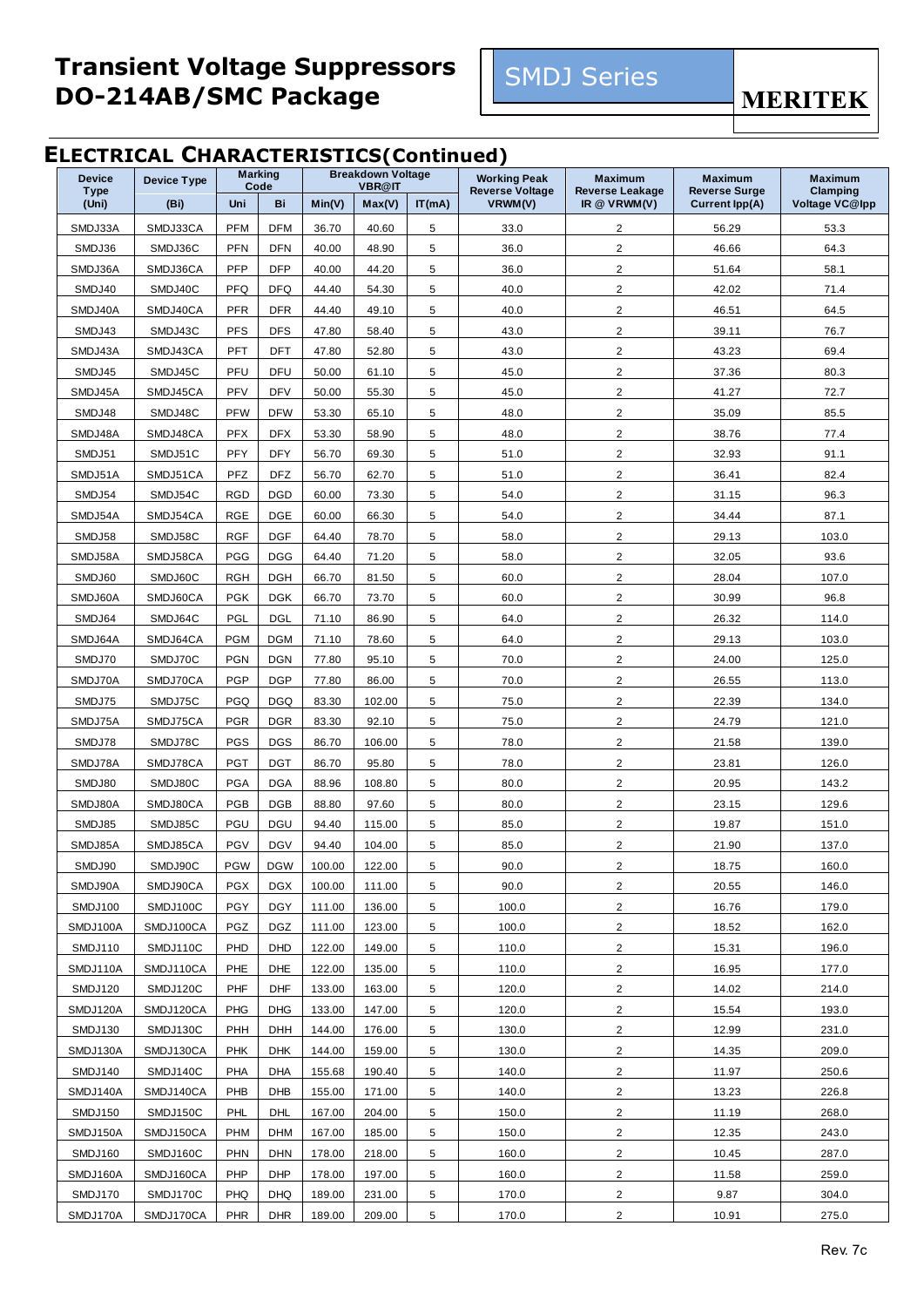# Transient Voltage Suppressors DO-214AB/SMC Package

SMDJ Series

MERITEK

## ELECTRICAL CHARACTERISTICS(Continued)

| Device Type (Uni) | Device Type (Bi) | Marking Code | | Breakdown Voltage VBR@IT | | | Working Peak Reverse Voltage VRWM(V) | Maximum Reverse Leakage IR @ VRWM(V) | Maximum Reverse Surge Current Ipp(A) | Maximum Clamping Voltage VC@Ipp |
|---|---|---|---|---|---|---|---|---|---|---|
| | | Uni | Bi | Min(V) | Max(V) | IT(mA) | | | | |
| SMDJ33A | SMDJ33CA | PFM | DFM | 36.70 | 40.60 | 5 | 33.0 | 2 | 56.29 | 53.3 |
| SMDJ36 | SMDJ36C | PFN | DFN | 40.00 | 48.90 | 5 | 36.0 | 2 | 46.66 | 64.3 |
| SMDJ36A | SMDJ36CA | PFP | DFP | 40.00 | 44.20 | 5 | 36.0 | 2 | 51.64 | 58.1 |
| SMDJ40 | SMDJ40C | PFQ | DFQ | 44.40 | 54.30 | 5 | 40.0 | 2 | 42.02 | 71.4 |
| SMDJ40A | SMDJ40CA | PFR | DFR | 44.40 | 49.10 | 5 | 40.0 | 2 | 46.51 | 64.5 |
| SMDJ43 | SMDJ43C | PFS | DFS | 47.80 | 58.40 | 5 | 43.0 | 2 | 39.11 | 76.7 |
| SMDJ43A | SMDJ43CA | PFT | DFT | 47.80 | 52.80 | 5 | 43.0 | 2 | 43.23 | 69.4 |
| SMDJ45 | SMDJ45C | PFU | DFU | 50.00 | 61.10 | 5 | 45.0 | 2 | 37.36 | 80.3 |
| SMDJ45A | SMDJ45CA | PFV | DFV | 50.00 | 55.30 | 5 | 45.0 | 2 | 41.27 | 72.7 |
| SMDJ48 | SMDJ48C | PFW | DFW | 53.30 | 65.10 | 5 | 48.0 | 2 | 35.09 | 85.5 |
| SMDJ48A | SMDJ48CA | PFX | DFX | 53.30 | 58.90 | 5 | 48.0 | 2 | 38.76 | 77.4 |
| SMDJ51 | SMDJ51C | PFY | DFY | 56.70 | 69.30 | 5 | 51.0 | 2 | 32.93 | 91.1 |
| SMDJ51A | SMDJ51CA | PFZ | DFZ | 56.70 | 62.70 | 5 | 51.0 | 2 | 36.41 | 82.4 |
| SMDJ54 | SMDJ54C | RGD | DGD | 60.00 | 73.30 | 5 | 54.0 | 2 | 31.15 | 96.3 |
| SMDJ54A | SMDJ54CA | RGE | DGE | 60.00 | 66.30 | 5 | 54.0 | 2 | 34.44 | 87.1 |
| SMDJ58 | SMDJ58C | RGF | DGF | 64.40 | 78.70 | 5 | 58.0 | 2 | 29.13 | 103.0 |
| SMDJ58A | SMDJ58CA | PGG | DGG | 64.40 | 71.20 | 5 | 58.0 | 2 | 32.05 | 93.6 |
| SMDJ60 | SMDJ60C | RGH | DGH | 66.70 | 81.50 | 5 | 60.0 | 2 | 28.04 | 107.0 |
| SMDJ60A | SMDJ60CA | PGK | DGK | 66.70 | 73.70 | 5 | 60.0 | 2 | 30.99 | 96.8 |
| SMDJ64 | SMDJ64C | PGL | DGL | 71.10 | 86.90 | 5 | 64.0 | 2 | 26.32 | 114.0 |
| SMDJ64A | SMDJ64CA | PGM | DGM | 71.10 | 78.60 | 5 | 64.0 | 2 | 29.13 | 103.0 |
| SMDJ70 | SMDJ70C | PGN | DGN | 77.80 | 95.10 | 5 | 70.0 | 2 | 24.00 | 125.0 |
| SMDJ70A | SMDJ70CA | PGP | DGP | 77.80 | 86.00 | 5 | 70.0 | 2 | 26.55 | 113.0 |
| SMDJ75 | SMDJ75C | PGQ | DGQ | 83.30 | 102.00 | 5 | 75.0 | 2 | 22.39 | 134.0 |
| SMDJ75A | SMDJ75CA | PGR | DGR | 83.30 | 92.10 | 5 | 75.0 | 2 | 24.79 | 121.0 |
| SMDJ78 | SMDJ78C | PGS | DGS | 86.70 | 106.00 | 5 | 78.0 | 2 | 21.58 | 139.0 |
| SMDJ78A | SMDJ78CA | PGT | DGT | 86.70 | 95.80 | 5 | 78.0 | 2 | 23.81 | 126.0 |
| SMDJ80 | SMDJ80C | PGA | DGA | 88.96 | 108.80 | 5 | 80.0 | 2 | 20.95 | 143.2 |
| SMDJ80A | SMDJ80CA | PGB | DGB | 88.80 | 97.60 | 5 | 80.0 | 2 | 23.15 | 129.6 |
| SMDJ85 | SMDJ85C | PGU | DGU | 94.40 | 115.00 | 5 | 85.0 | 2 | 19.87 | 151.0 |
| SMDJ85A | SMDJ85CA | PGV | DGV | 94.40 | 104.00 | 5 | 85.0 | 2 | 21.90 | 137.0 |
| SMDJ90 | SMDJ90C | PGW | DGW | 100.00 | 122.00 | 5 | 90.0 | 2 | 18.75 | 160.0 |
| SMDJ90A | SMDJ90CA | PGX | DGX | 100.00 | 111.00 | 5 | 90.0 | 2 | 20.55 | 146.0 |
| SMDJ100 | SMDJ100C | PGY | DGY | 111.00 | 136.00 | 5 | 100.0 | 2 | 16.76 | 179.0 |
| SMDJ100A | SMDJ100CA | PGZ | DGZ | 111.00 | 123.00 | 5 | 100.0 | 2 | 18.52 | 162.0 |
| SMDJ110 | SMDJ110C | PHD | DHD | 122.00 | 149.00 | 5 | 110.0 | 2 | 15.31 | 196.0 |
| SMDJ110A | SMDJ110CA | PHE | DHE | 122.00 | 135.00 | 5 | 110.0 | 2 | 16.95 | 177.0 |
| SMDJ120 | SMDJ120C | PHF | DHF | 133.00 | 163.00 | 5 | 120.0 | 2 | 14.02 | 214.0 |
| SMDJ120A | SMDJ120CA | PHG | DHG | 133.00 | 147.00 | 5 | 120.0 | 2 | 15.54 | 193.0 |
| SMDJ130 | SMDJ130C | PHH | DHH | 144.00 | 176.00 | 5 | 130.0 | 2 | 12.99 | 231.0 |
| SMDJ130A | SMDJ130CA | PHK | DHK | 144.00 | 159.00 | 5 | 130.0 | 2 | 14.35 | 209.0 |
| SMDJ140 | SMDJ140C | PHA | DHA | 155.68 | 190.40 | 5 | 140.0 | 2 | 11.97 | 250.6 |
| SMDJ140A | SMDJ140CA | PHB | DHB | 155.00 | 171.00 | 5 | 140.0 | 2 | 13.23 | 226.8 |
| SMDJ150 | SMDJ150C | PHL | DHL | 167.00 | 204.00 | 5 | 150.0 | 2 | 11.19 | 268.0 |
| SMDJ150A | SMDJ150CA | PHM | DHM | 167.00 | 185.00 | 5 | 150.0 | 2 | 12.35 | 243.0 |
| SMDJ160 | SMDJ160C | PHN | DHN | 178.00 | 218.00 | 5 | 160.0 | 2 | 10.45 | 287.0 |
| SMDJ160A | SMDJ160CA | PHP | DHP | 178.00 | 197.00 | 5 | 160.0 | 2 | 11.58 | 259.0 |
| SMDJ170 | SMDJ170C | PHQ | DHQ | 189.00 | 231.00 | 5 | 170.0 | 2 | 9.87 | 304.0 |
| SMDJ170A | SMDJ170CA | PHR | DHR | 189.00 | 209.00 | 5 | 170.0 | 2 | 10.91 | 275.0 |

Rev. 7c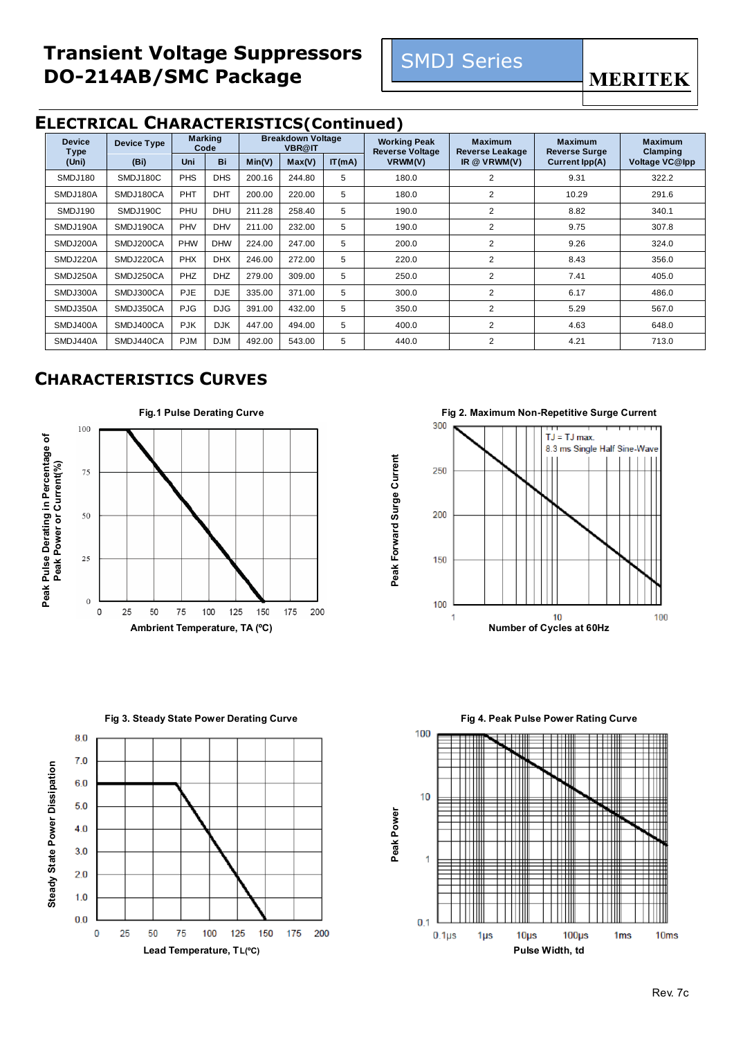# Transient Voltage Suppressors DO-214AB/SMC Package

SMDJ Series

MERITEK

## ELECTRICAL CHARACTERISTICS(Continued)

| Device Type (Uni) | Device Type (Bi) | Marking Code Uni | Marking Code Bi | Breakdown Voltage VBR@IT Min(V) | Max(V) | IT(mA) | Working Peak Reverse Voltage VRWM(V) | Maximum Reverse Leakage IR @ VRWM(V) | Maximum Reverse Surge Current Ipp(A) | Maximum Clamping Voltage VC@Ipp |
|---|---|---|---|---|---|---|---|---|---|---|
| SMDJ180 | SMDJ180C | PHS | DHS | 200.16 | 244.80 | 5 | 180.0 | 2 | 9.31 | 322.2 |
| SMDJ180A | SMDJ180CA | PHT | DHT | 200.00 | 220.00 | 5 | 180.0 | 2 | 10.29 | 291.6 |
| SMDJ190 | SMDJ190C | PHU | DHU | 211.28 | 258.40 | 5 | 190.0 | 2 | 8.82 | 340.1 |
| SMDJ190A | SMDJ190CA | PHV | DHV | 211.00 | 232.00 | 5 | 190.0 | 2 | 9.75 | 307.8 |
| SMDJ200A | SMDJ200CA | PHW | DHW | 224.00 | 247.00 | 5 | 200.0 | 2 | 9.26 | 324.0 |
| SMDJ220A | SMDJ220CA | PHX | DHX | 246.00 | 272.00 | 5 | 220.0 | 2 | 8.43 | 356.0 |
| SMDJ250A | SMDJ250CA | PHZ | DHZ | 279.00 | 309.00 | 5 | 250.0 | 2 | 7.41 | 405.0 |
| SMDJ300A | SMDJ300CA | PJE | DJE | 335.00 | 371.00 | 5 | 300.0 | 2 | 6.17 | 486.0 |
| SMDJ350A | SMDJ350CA | PJG | DJG | 391.00 | 432.00 | 5 | 350.0 | 2 | 5.29 | 567.0 |
| SMDJ400A | SMDJ400CA | PJK | DJK | 447.00 | 494.00 | 5 | 400.0 | 2 | 4.63 | 648.0 |
| SMDJ440A | SMDJ440CA | PJM | DJM | 492.00 | 543.00 | 5 | 440.0 | 2 | 4.21 | 713.0 |

## CHARACTERISTICS CURVES

Fig.1 Pulse Derating Curve

Fig 2. Maximum Non-Repetitive Surge Current

Fig 3. Steady State Power Derating Curve

Fig 4. Peak Pulse Power Rating Curve

Rev. 7c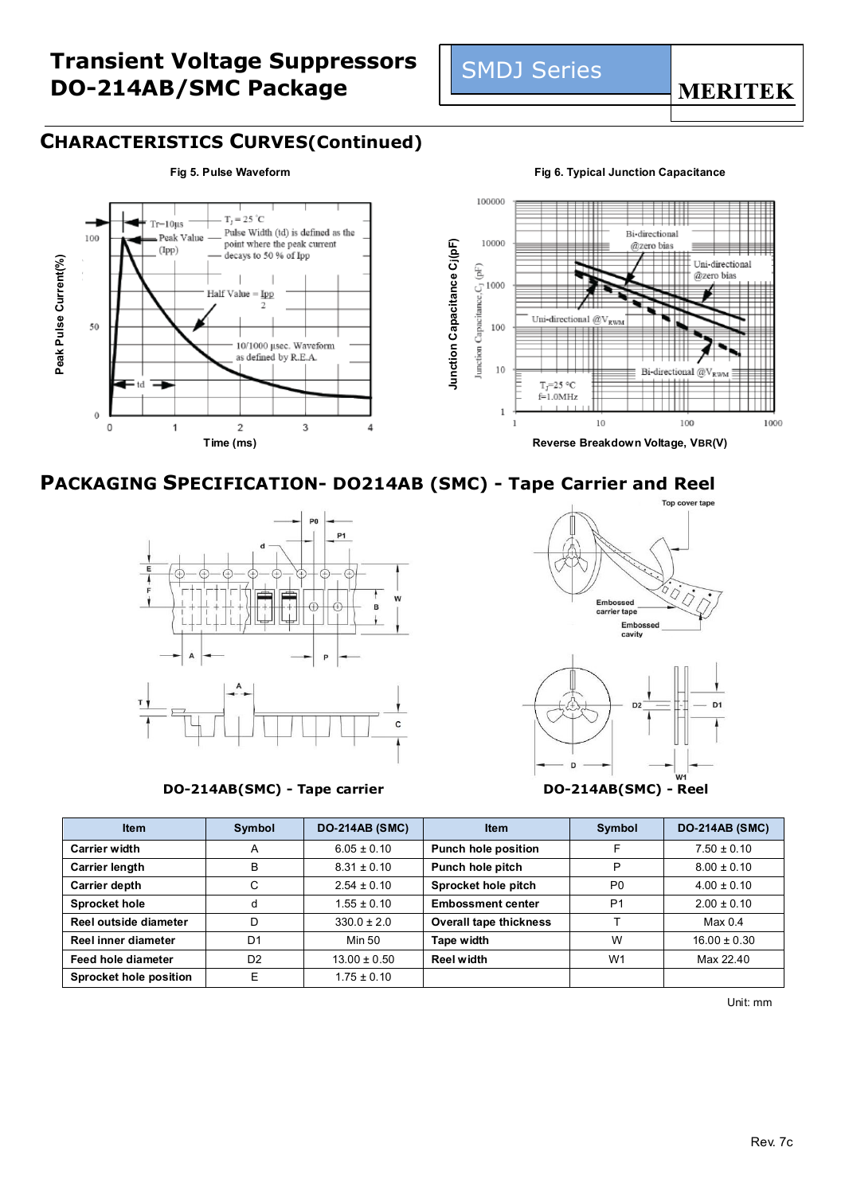# Transient Voltage Suppressors DO-214AB/SMC Package

**SMDJ Series** **MERITEK**

## CHARACTERISTICS CURVES(Continued)

**Fig 5. Pulse Waveform**

**Fig 6. Typical Junction Capacitance**

## PACKAGING SPECIFICATION- DO214AB (SMC) - Tape Carrier and Reel

**DO-214AB(SMC) - Tape carrier**

**DO-214AB(SMC) - Reel**

| Item | Symbol | DO-214AB (SMC) | Item | Symbol | DO-214AB (SMC) |
|---|---|---|---|---|---|
| Carrier width | A | 6.05 ± 0.10 | Punch hole position | F | 7.50 ± 0.10 |
| Carrier length | B | 8.31 ± 0.10 | Punch hole pitch | P | 8.00 ± 0.10 |
| Carrier depth | C | 2.54 ± 0.10 | Sprocket hole pitch | P0 | 4.00 ± 0.10 |
| Sprocket hole | d | 1.55 ± 0.10 | Embossment center | P1 | 2.00 ± 0.10 |
| Reel outside diameter | D | 330.0 ± 2.0 | Overall tape thickness | T | Max 0.4 |
| Reel inner diameter | D1 | Min 50 | Tape width | W | 16.00 ± 0.30 |
| Feed hole diameter | D2 | 13.00 ± 0.50 | Reel width | W1 | Max 22.40 |
| Sprocket hole position | E | 1.75 ± 0.10 | | | |

Unit: mm

Rev. 7c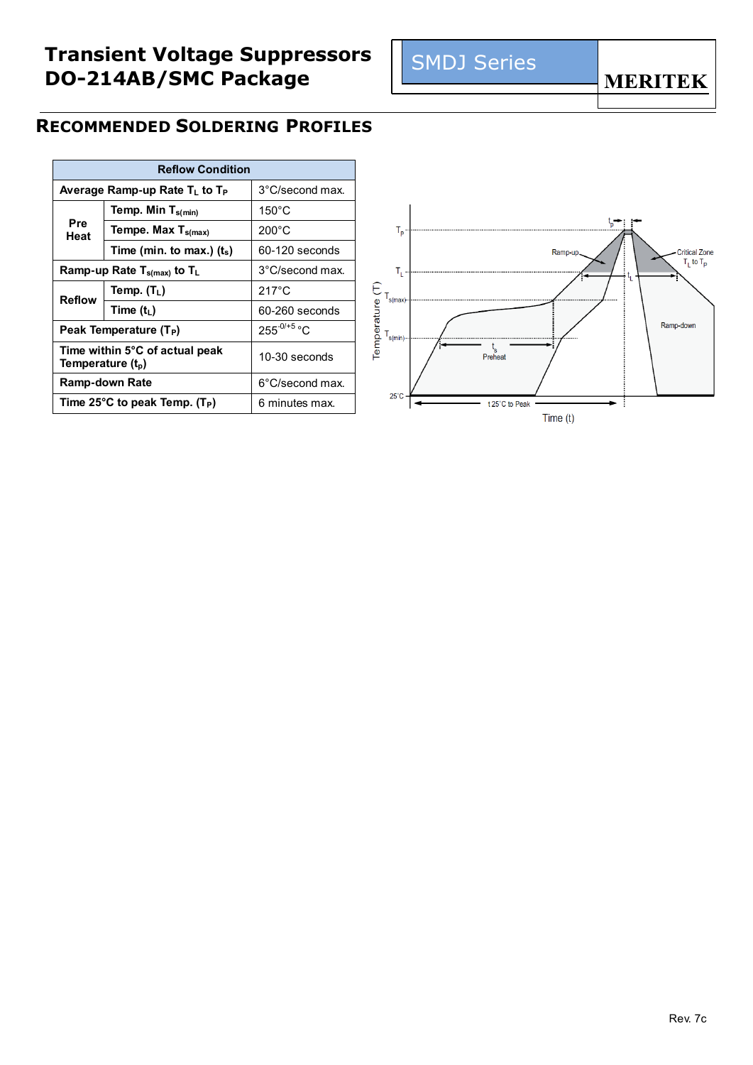# Transient Voltage Suppressors DO-214AB/SMC Package

SMDJ Series

MERITEK

## Recommended Soldering Profiles

| Reflow Condition | | |
|---|---|---|
| Average Ramp-up Rate $T_L$ to $T_P$ | | 3°C/second max. |
| Pre Heat | Temp. Min $T_{s(min)}$ | 150°C |
| | Tempe. Max $T_{s(max)}$ | 200°C |
| | Time (min. to max.) ($t_s$) | 60-120 seconds |
| Ramp-up Rate $T_{s(max)}$ to $T_L$ | | 3°C/second max. |
| Reflow | Temp. ($T_L$) | 217°C |
| | Time ($t_L$) | 60-260 seconds |
| Peak Temperature ($T_P$) | | $255^{-0/+5}$ °C |
| Time within 5°C of actual peak Temperature ($t_p$) | | 10-30 seconds |
| Ramp-down Rate | | 6°C/second max. |
| Time 25°C to peak Temp. ($T_P$) | | 6 minutes max. |

$T_P$

$t_P$

Ramp-up

Critical Zone $T_L$ to $T_P$

$T_L$

$t_L$

Temperature (T)

$T_{s(max)}$

$T_{s(min)}$

Ramp-down

$t_s$ Preheat

25°C

t 25°C to Peak

Time (t)